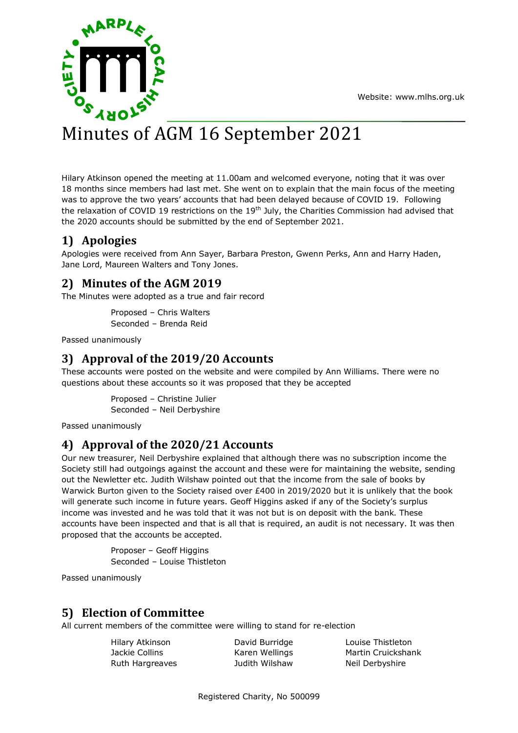Website: www.mlhs.org.uk

# Minutes of AGM 16 September 2021

Hilary Atkinson opened the meeting at 11.00am and welcomed everyone, noting that it was over 18 months since members had last met. She went on to explain that the main focus of the meeting was to approve the two years' accounts that had been delayed because of COVID 19. Following the relaxation of COVID 19 restrictions on the 19th July, the Charities Commission had advised that the 2020 accounts should be submitted by the end of September 2021.

## 1) Apologies

Apologies were received from Ann Sayer, Barbara Preston, Gwenn Perks, Ann and Harry Haden, Jane Lord, Maureen Walters and Tony Jones.

## 2) Minutes of the AGM 2019

The Minutes were adopted as a true and fair record

Proposed – Chris Walters
Seconded – Brenda Reid

Passed unanimously

## 3) Approval of the 2019/20 Accounts

These accounts were posted on the website and were compiled by Ann Williams. There were no questions about these accounts so it was proposed that they be accepted

Proposed – Christine Julier
Seconded – Neil Derbyshire

Passed unanimously

## 4) Approval of the 2020/21 Accounts

Our new treasurer, Neil Derbyshire explained that although there was no subscription income the Society still had outgoings against the account and these were for maintaining the website, sending out the Newletter etc. Judith Wilshaw pointed out that the income from the sale of books by Warwick Burton given to the Society raised over £400 in 2019/2020 but it is unlikely that the book will generate such income in future years. Geoff Higgins asked if any of the Society's surplus income was invested and he was told that it was not but is on deposit with the bank. These accounts have been inspected and that is all that is required, an audit is not necessary. It was then proposed that the accounts be accepted.

Proposer – Geoff Higgins
Seconded – Louise Thistleton

Passed unanimously

## 5) Election of Committee

All current members of the committee were willing to stand for re-election

Hilary Atkinson
Jackie Collins
Ruth Hargreaves
David Burridge
Karen Wellings
Judith Wilshaw
Louise Thistleton
Martin Cruickshank
Neil Derbyshire

Registered Charity, No 500099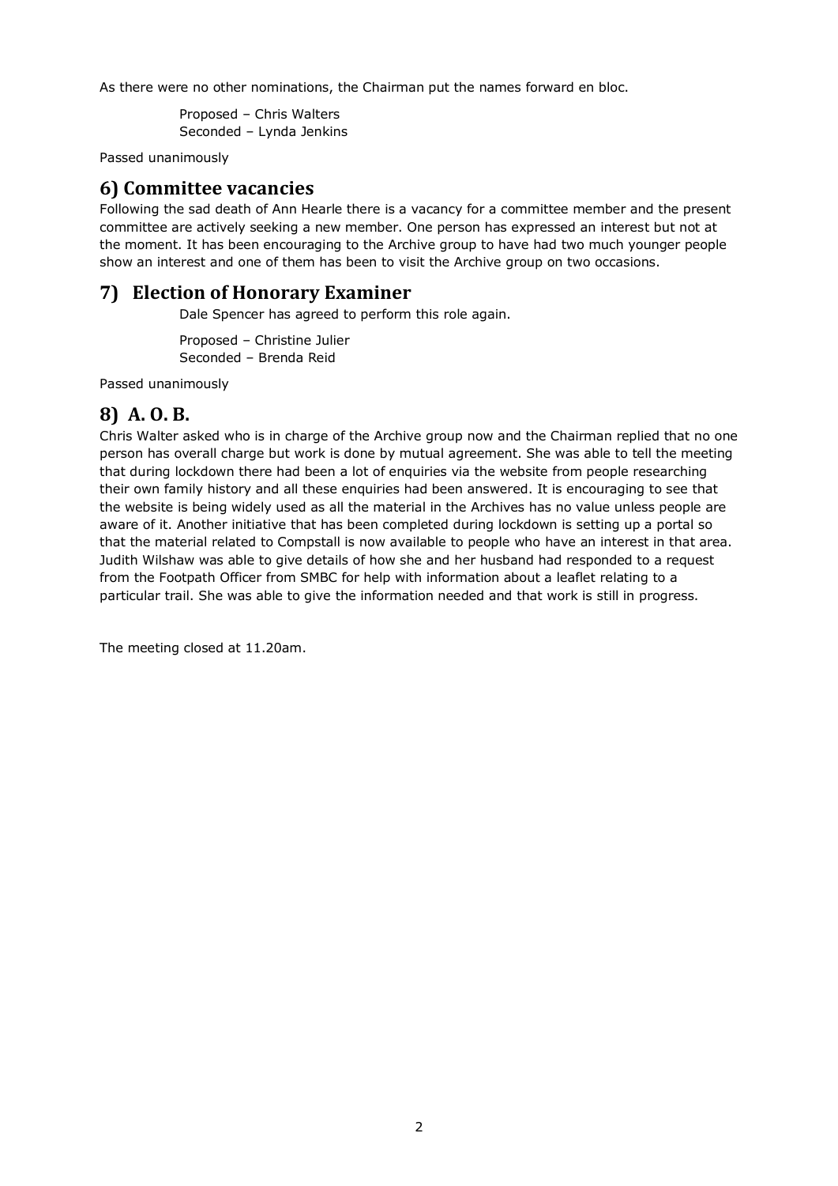As there were no other nominations, the Chairman put the names forward en bloc.

Proposed – Chris Walters
Seconded – Lynda Jenkins

Passed unanimously

## 6) Committee vacancies

Following the sad death of Ann Hearle there is a vacancy for a committee member and the present committee are actively seeking a new member. One person has expressed an interest but not at the moment. It has been encouraging to the Archive group to have had two much younger people show an interest and one of them has been to visit the Archive group on two occasions.

## 7) Election of Honorary Examiner

Dale Spencer has agreed to perform this role again.

Proposed – Christine Julier
Seconded – Brenda Reid

Passed unanimously

## 8) A. O. B.

Chris Walter asked who is in charge of the Archive group now and the Chairman replied that no one person has overall charge but work is done by mutual agreement. She was able to tell the meeting that during lockdown there had been a lot of enquiries via the website from people researching their own family history and all these enquiries had been answered. It is encouraging to see that the website is being widely used as all the material in the Archives has no value unless people are aware of it. Another initiative that has been completed during lockdown is setting up a portal so that the material related to Compstall is now available to people who have an interest in that area. Judith Wilshaw was able to give details of how she and her husband had responded to a request from the Footpath Officer from SMBC for help with information about a leaflet relating to a particular trail. She was able to give the information needed and that work is still in progress.

The meeting closed at 11.20am.